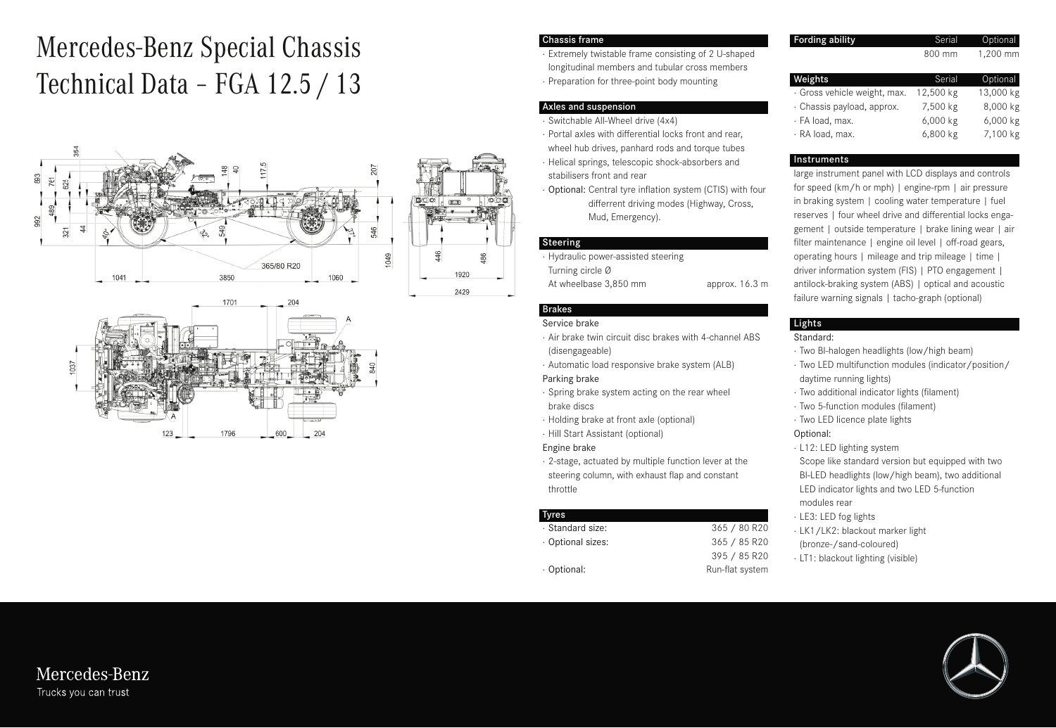# Mercedes-Benz Special Chassis Technical Data – FGA 12.5 / 13

## Chassis frame

- Extremely twistable frame consisting of 2 U-shaped longitudinal members and tubular cross members
- Preparation for three-point body mounting

## Axles and suspension

- Switchable All-Wheel drive (4x4)
- Portal axles with differential locks front and rear, wheel hub drives, panhard rods and torque tubes
- Helical springs, telescopic shock-absorbers and stabilisers front and rear
- Optional: Central tyre inflation system (CTIS) with four differrent driving modes (Highway, Cross, Mud, Emergency).

## Steering

- Hydraulic power-assisted steering
  Turning circle Ø
  At wheelbase 3,850 mm — approx. 16.3 m

## Brakes

Service brake

- Air brake twin circuit disc brakes with 4-channel ABS (disengageable)
- Automatic load responsive brake system (ALB)

Parking brake

- Spring brake system acting on the rear wheel brake discs
- Holding brake at front axle (optional)
- Hill Start Assistant (optional)

Engine brake

- 2-stage, actuated by multiple function lever at the steering column, with exhaust flap and constant throttle

## Tyres

| | |
|---|---|
| · Standard size: | 365 / 80 R20 |
| · Optional sizes: | 365 / 85 R20 |
| | 395 / 85 R20 |
| · Optional: | Run-flat system |

## Fording ability

| Fording ability | Serial | Optional |
|---|---|---|
| | 800 mm | 1,200 mm |

## Weights

| Weights | Serial | Optional |
|---|---|---|
| · Gross vehicle weight, max. | 12,500 kg | 13,000 kg |
| · Chassis payload, approx. | 7,500 kg | 8,000 kg |
| · FA load, max. | 6,000 kg | 6,000 kg |
| · RA load, max. | 6,800 kg | 7,100 kg |

## Instruments

large instrument panel with LCD displays and controls for speed (km/h or mph) | engine-rpm | air pressure in braking system | cooling water temperature | fuel reserves | four wheel drive and differential locks engagement | outside temperature | brake lining wear | air filter maintenance | engine oil level | off-road gears, operating hours | mileage and trip mileage | time | driver information system (FIS) | PTO engagement | antilock-braking system (ABS) | optical and acoustic failure warning signals | tacho-graph (optional)

## Lights

Standard:

- Two BI-halogen headlights (low/high beam)
- Two LED multifunction modules (indicator/position/daytime running lights)
- Two additional indicator lights (filament)
- Two 5-function modules (filament)
- Two LED licence plate lights

Optional:

- L12: LED lighting system
  Scope like standard version but equipped with two BI-LED headlights (low/high beam), two additional LED indicator lights and two LED 5-function modules rear
- LE3: LED fog lights
- LK1/LK2: blackout marker light (bronze-/sand-coloured)
- LT1: blackout lighting (visible)

Mercedes-Benz
Trucks you can trust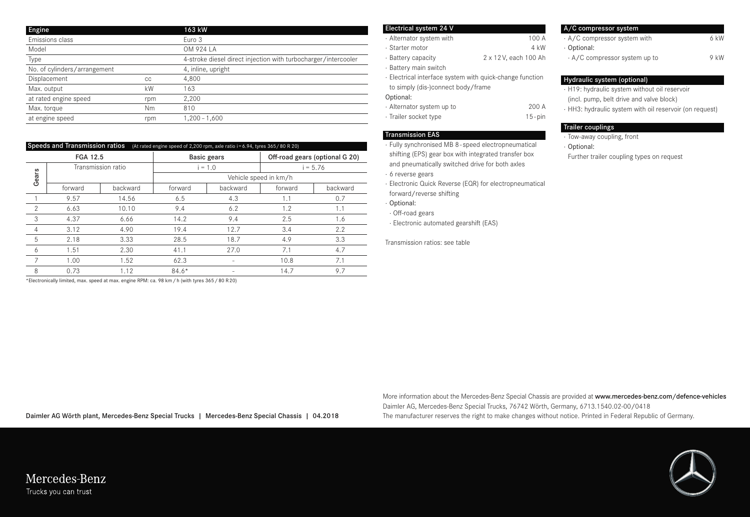## Engine

| Engine | | 163 kW |
| --- | --- | --- |
| Emissions class | | Euro 3 |
| Model | | OM 924 LA |
| Type | | 4-stroke diesel direct injection with turbocharger/intercooler |
| No. of cylinders/arrangement | | 4, inline, upright |
| Displacement | cc | 4,800 |
| Max. output | kW | 163 |
| at rated engine speed | rpm | 2,200 |
| Max. torque | Nm | 810 |
| at engine speed | rpm | 1,200 – 1,600 |

## Speeds and Transmission ratios

(At rated engine speed of 2,200 rpm, axle ratio i = 6.94, tyres 365 / 80 R 20)

| Gears | FGA 12.5 | | Basic gears | | Off-road gears (optional G 20) | |
| --- | --- | --- | --- | --- | --- | --- |
| | Transmission ratio | | i = 1.0 | | i = 5.76 | |
| | | | Vehicle speed in km/h | | | |
| | forward | backward | forward | backward | forward | backward |
| 1 | 9.57 | 14.56 | 6.5 | 4.3 | 1.1 | 0.7 |
| 2 | 6.63 | 10.10 | 9.4 | 6.2 | 1.2 | 1.1 |
| 3 | 4.37 | 6.66 | 14.2 | 9.4 | 2.5 | 1.6 |
| 4 | 3.12 | 4.90 | 19.4 | 12.7 | 3.4 | 2.2 |
| 5 | 2.18 | 3.33 | 28.5 | 18.7 | 4.9 | 3.3 |
| 6 | 1.51 | 2.30 | 41.1 | 27.0 | 7.1 | 4.7 |
| 7 | 1.00 | 1.52 | 62.3 | – | 10.8 | 7.1 |
| 8 | 0.73 | 1.12 | 84.6* | – | 14.7 | 9.7 |

*Electronically limited, max. speed at max. engine RPM: ca. 98 km / h (with tyres 365 / 80 R 20)

## Electrical system 24 V

- Alternator system with 100 A
- Starter motor 4 kW
- Battery capacity 2 x 12 V, each 100 Ah
- Battery main switch
- Electrical interface system with quick-change function to simply (dis-)connect body/frame

Optional:

- Alternator system up to 200 A
- Trailer socket type 15-pin

## Transmission EAS

- Fully synchronised MB 8-speed electropneumatical shifting (EPS) gear box with integrated transfer box and pneumatically switched drive for both axles
- 6 reverse gears
- Electronic Quick Reverse (EQR) for electropneumatical forward/reverse shifting
- Optional:
  - Off-road gears
  - Electronic automated gearshift (EAS)

Transmission ratios: see table

## A/C compressor system

- A/C compressor system with 6 kW
- Optional:
  - A/C compressor system up to 9 kW

## Hydraulic system (optional)

- H19: hydraulic system without oil reservoir (incl. pump, belt drive and valve block)
- HH3: hydraulic system with oil reservoir (on request)

## Trailer couplings

- Tow-away coupling, front
- Optional:

  Further trailer coupling types on request

Daimler AG Wörth plant, Mercedes-Benz Special Trucks | Mercedes-Benz Special Chassis | 04.2018

More information about the Mercedes-Benz Special Chassis are provided at **www.mercedes-benz.com/defence-vehicles**
Daimler AG, Mercedes-Benz Special Trucks, 76742 Wörth, Germany, 6713.1540.02-00/0418
The manufacturer reserves the right to make changes without notice. Printed in Federal Republic of Germany.

Mercedes-Benz
Trucks you can trust